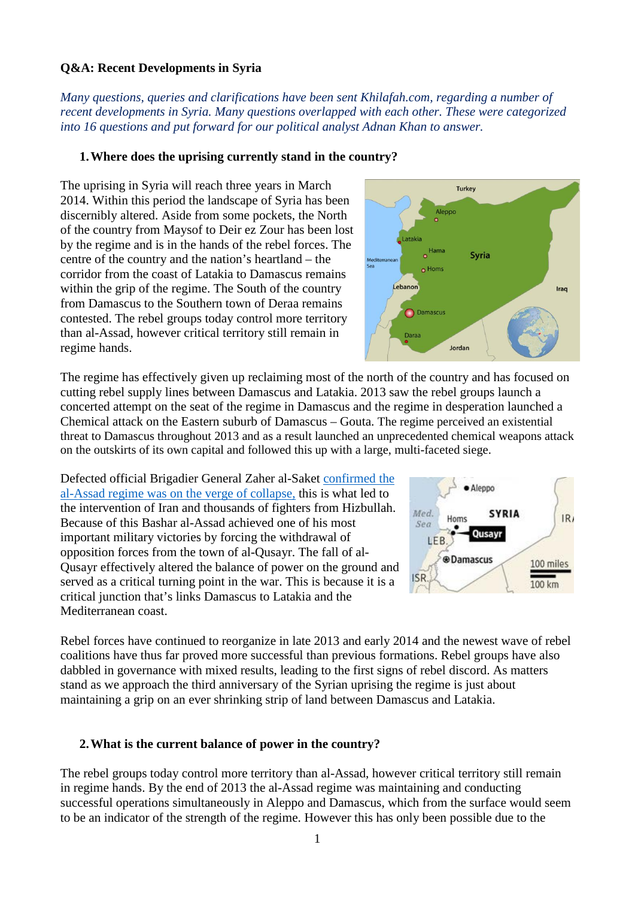**Q&A: Recent Developments in Syria**

*Many questions, queries and clarifications have been sent Khilafah.com, regarding a number of recent developments in Syria. Many questions overlapped with each other. These were categorized into 16 questions and put forward for our political analyst Adnan Khan to answer.*

1. **Where does the uprising currently stand in the country?**

The uprising in Syria will reach three years in March 2014. Within this period the landscape of Syria has been discernibly altered. Aside from some pockets, the North of the country from Maysof to Deir ez Zour has been lost by the regime and is in the hands of the rebel forces. The centre of the country and the nation's heartland – the corridor from the coast of Latakia to Damascus remains within the grip of the regime. The South of the country from Damascus to the Southern town of Deraa remains contested. The rebel groups today control more territory than al-Assad, however critical territory still remain in regime hands.

The regime has effectively given up reclaiming most of the north of the country and has focused on cutting rebel supply lines between Damascus and Latakia. 2013 saw the rebel groups launch a concerted attempt on the seat of the regime in Damascus and the regime in desperation launched a Chemical attack on the Eastern suburb of Damascus – Gouta. The regime perceived an existential threat to Damascus throughout 2013 and as a result launched an unprecedented chemical weapons attack on the outskirts of its own capital and followed this up with a large, multi-faceted siege.

Defected official Brigadier General Zaher al-Saket confirmed the al-Assad regime was on the verge of collapse, this is what led to the intervention of Iran and thousands of fighters from Hizbullah. Because of this Bashar al-Assad achieved one of his most important military victories by forcing the withdrawal of opposition forces from the town of al-Qusayr. The fall of al-Qusayr effectively altered the balance of power on the ground and served as a critical turning point in the war. This is because it is a critical junction that's links Damascus to Latakia and the Mediterranean coast.

Rebel forces have continued to reorganize in late 2013 and early 2014 and the newest wave of rebel coalitions have thus far proved more successful than previous formations. Rebel groups have also dabbled in governance with mixed results, leading to the first signs of rebel discord. As matters stand as we approach the third anniversary of the Syrian uprising the regime is just about maintaining a grip on an ever shrinking strip of land between Damascus and Latakia.

2. **What is the current balance of power in the country?**

The rebel groups today control more territory than al-Assad, however critical territory still remain in regime hands. By the end of 2013 the al-Assad regime was maintaining and conducting successful operations simultaneously in Aleppo and Damascus, which from the surface would seem to be an indicator of the strength of the regime. However this has only been possible due to the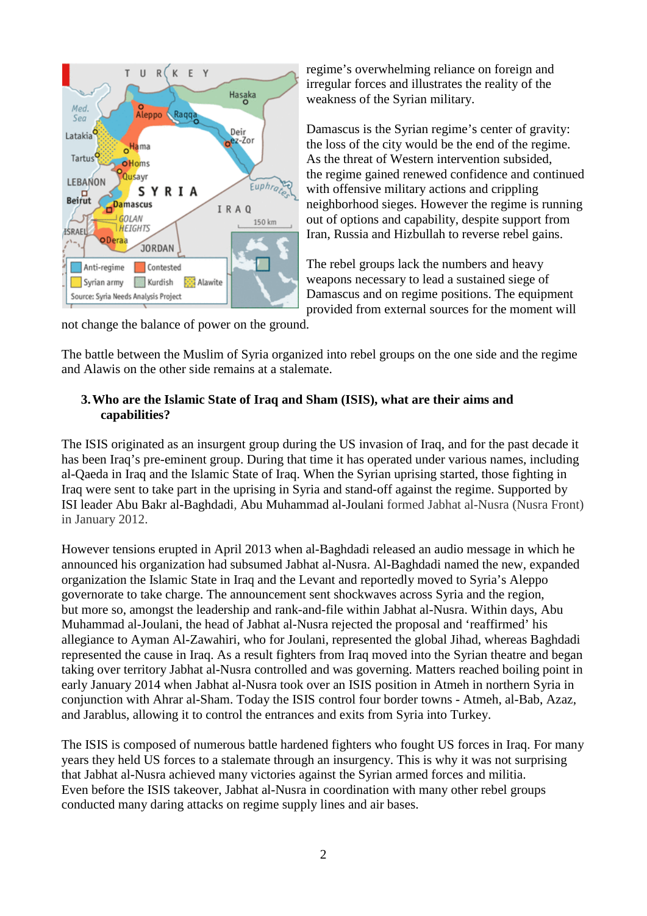regime's overwhelming reliance on foreign and irregular forces and illustrates the reality of the weakness of the Syrian military.

Damascus is the Syrian regime's center of gravity: the loss of the city would be the end of the regime. As the threat of Western intervention subsided, the regime gained renewed confidence and continued with offensive military actions and crippling neighborhood sieges. However the regime is running out of options and capability, despite support from Iran, Russia and Hizbullah to reverse rebel gains.

The rebel groups lack the numbers and heavy weapons necessary to lead a sustained siege of Damascus and on regime positions. The equipment provided from external sources for the moment will not change the balance of power on the ground.

The battle between the Muslim of Syria organized into rebel groups on the one side and the regime and Alawis on the other side remains at a stalemate.

### 3. Who are the Islamic State of Iraq and Sham (ISIS), what are their aims and capabilities?

The ISIS originated as an insurgent group during the US invasion of Iraq, and for the past decade it has been Iraq's pre-eminent group. During that time it has operated under various names, including al-Qaeda in Iraq and the Islamic State of Iraq. When the Syrian uprising started, those fighting in Iraq were sent to take part in the uprising in Syria and stand-off against the regime. Supported by ISI leader Abu Bakr al-Baghdadi, Abu Muhammad al-Joulani formed Jabhat al-Nusra (Nusra Front) in January 2012.

However tensions erupted in April 2013 when al-Baghdadi released an audio message in which he announced his organization had subsumed Jabhat al-Nusra. Al-Baghdadi named the new, expanded organization the Islamic State in Iraq and the Levant and reportedly moved to Syria's Aleppo governorate to take charge. The announcement sent shockwaves across Syria and the region, but more so, amongst the leadership and rank-and-file within Jabhat al-Nusra. Within days, Abu Muhammad al-Joulani, the head of Jabhat al-Nusra rejected the proposal and 'reaffirmed' his allegiance to Ayman Al-Zawahiri, who for Joulani, represented the global Jihad, whereas Baghdadi represented the cause in Iraq. As a result fighters from Iraq moved into the Syrian theatre and began taking over territory Jabhat al-Nusra controlled and was governing. Matters reached boiling point in early January 2014 when Jabhat al-Nusra took over an ISIS position in Atmeh in northern Syria in conjunction with Ahrar al-Sham. Today the ISIS control four border towns - Atmeh, al-Bab, Azaz, and Jarablus, allowing it to control the entrances and exits from Syria into Turkey.

The ISIS is composed of numerous battle hardened fighters who fought US forces in Iraq. For many years they held US forces to a stalemate through an insurgency. This is why it was not surprising that Jabhat al-Nusra achieved many victories against the Syrian armed forces and militia. Even before the ISIS takeover, Jabhat al-Nusra in coordination with many other rebel groups conducted many daring attacks on regime supply lines and air bases.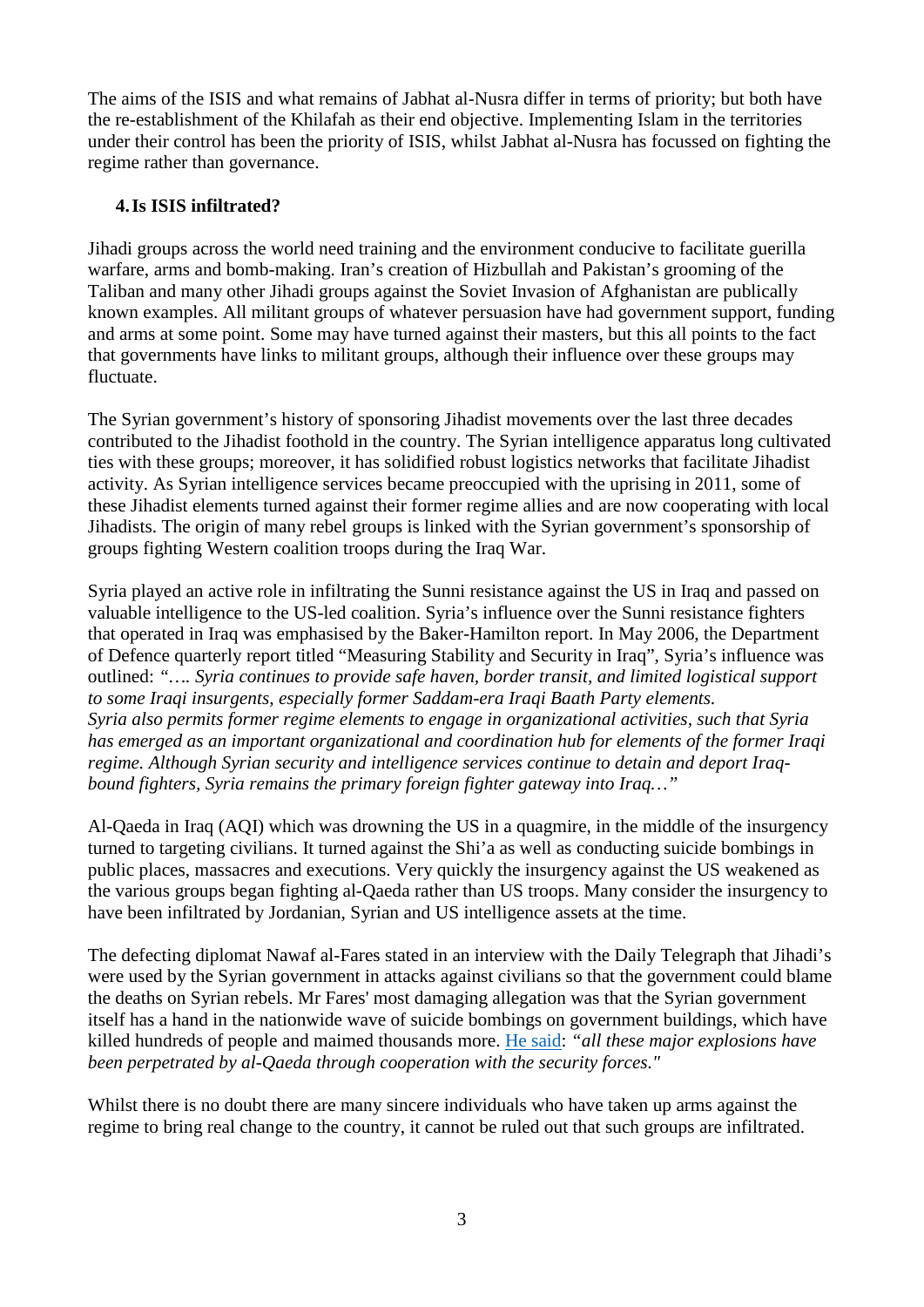The aims of the ISIS and what remains of Jabhat al-Nusra differ in terms of priority; but both have the re-establishment of the Khilafah as their end objective. Implementing Islam in the territories under their control has been the priority of ISIS, whilst Jabhat al-Nusra has focussed on fighting the regime rather than governance.

## 4. Is ISIS infiltrated?

Jihadi groups across the world need training and the environment conducive to facilitate guerilla warfare, arms and bomb-making. Iran's creation of Hizbullah and Pakistan's grooming of the Taliban and many other Jihadi groups against the Soviet Invasion of Afghanistan are publically known examples. All militant groups of whatever persuasion have had government support, funding and arms at some point. Some may have turned against their masters, but this all points to the fact that governments have links to militant groups, although their influence over these groups may fluctuate.

The Syrian government's history of sponsoring Jihadist movements over the last three decades contributed to the Jihadist foothold in the country. The Syrian intelligence apparatus long cultivated ties with these groups; moreover, it has solidified robust logistics networks that facilitate Jihadist activity. As Syrian intelligence services became preoccupied with the uprising in 2011, some of these Jihadist elements turned against their former regime allies and are now cooperating with local Jihadists. The origin of many rebel groups is linked with the Syrian government's sponsorship of groups fighting Western coalition troops during the Iraq War.

Syria played an active role in infiltrating the Sunni resistance against the US in Iraq and passed on valuable intelligence to the US-led coalition. Syria's influence over the Sunni resistance fighters that operated in Iraq was emphasised by the Baker-Hamilton report. In May 2006, the Department of Defence quarterly report titled "Measuring Stability and Security in Iraq", Syria's influence was outlined: *"…. Syria continues to provide safe haven, border transit, and limited logistical support to some Iraqi insurgents, especially former Saddam-era Iraqi Baath Party elements. Syria also permits former regime elements to engage in organizational activities, such that Syria has emerged as an important organizational and coordination hub for elements of the former Iraqi regime. Although Syrian security and intelligence services continue to detain and deport Iraq-bound fighters, Syria remains the primary foreign fighter gateway into Iraq…"*

Al-Qaeda in Iraq (AQI) which was drowning the US in a quagmire, in the middle of the insurgency turned to targeting civilians. It turned against the Shi'a as well as conducting suicide bombings in public places, massacres and executions. Very quickly the insurgency against the US weakened as the various groups began fighting al-Qaeda rather than US troops. Many consider the insurgency to have been infiltrated by Jordanian, Syrian and US intelligence assets at the time.

The defecting diplomat Nawaf al-Fares stated in an interview with the Daily Telegraph that Jihadi's were used by the Syrian government in attacks against civilians so that the government could blame the deaths on Syrian rebels. Mr Fares' most damaging allegation was that the Syrian government itself has a hand in the nationwide wave of suicide bombings on government buildings, which have killed hundreds of people and maimed thousands more. He said: *"all these major explosions have been perpetrated by al-Qaeda through cooperation with the security forces."*

Whilst there is no doubt there are many sincere individuals who have taken up arms against the regime to bring real change to the country, it cannot be ruled out that such groups are infiltrated.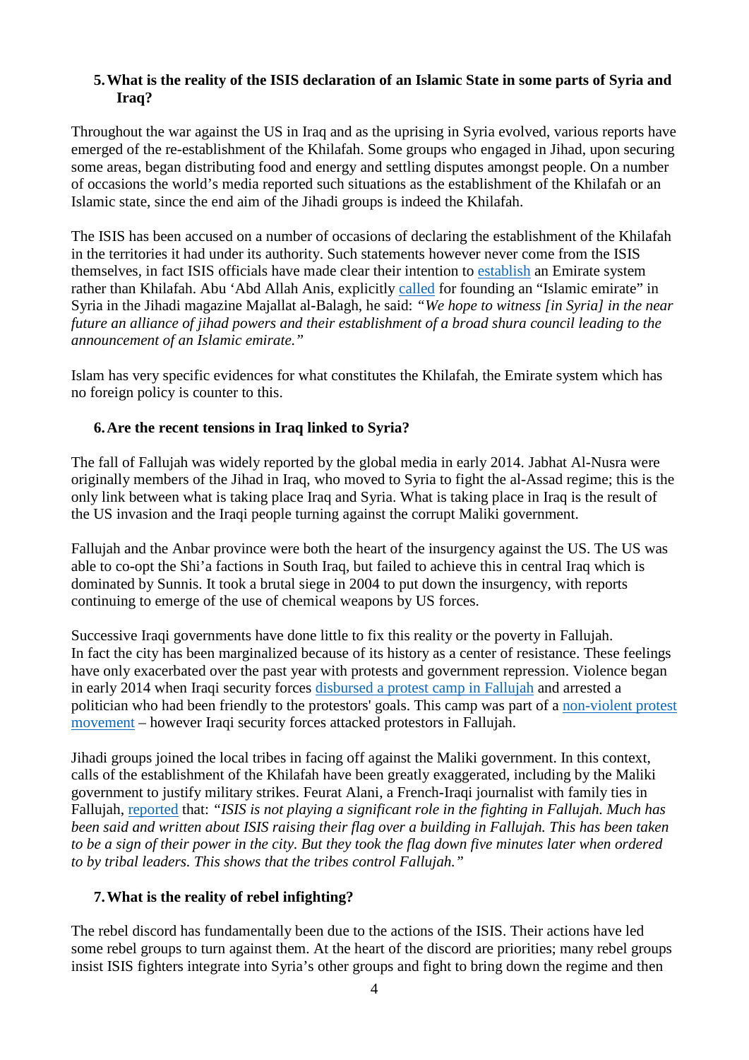### 5. What is the reality of the ISIS declaration of an Islamic State in some parts of Syria and Iraq?

Throughout the war against the US in Iraq and as the uprising in Syria evolved, various reports have emerged of the re-establishment of the Khilafah. Some groups who engaged in Jihad, upon securing some areas, began distributing food and energy and settling disputes amongst people. On a number of occasions the world's media reported such situations as the establishment of the Khilafah or an Islamic state, since the end aim of the Jihadi groups is indeed the Khilafah.

The ISIS has been accused on a number of occasions of declaring the establishment of the Khilafah in the territories it had under its authority. Such statements however never come from the ISIS themselves, in fact ISIS officials have made clear their intention to establish an Emirate system rather than Khilafah. Abu 'Abd Allah Anis, explicitly called for founding an "Islamic emirate" in Syria in the Jihadi magazine Majallat al-Balagh, he said: *"We hope to witness [in Syria] in the near future an alliance of jihad powers and their establishment of a broad shura council leading to the announcement of an Islamic emirate."*

Islam has very specific evidences for what constitutes the Khilafah, the Emirate system which has no foreign policy is counter to this.

### 6. Are the recent tensions in Iraq linked to Syria?

The fall of Fallujah was widely reported by the global media in early 2014. Jabhat Al-Nusra were originally members of the Jihad in Iraq, who moved to Syria to fight the al-Assad regime; this is the only link between what is taking place Iraq and Syria. What is taking place in Iraq is the result of the US invasion and the Iraqi people turning against the corrupt Maliki government.

Fallujah and the Anbar province were both the heart of the insurgency against the US. The US was able to co-opt the Shi'a factions in South Iraq, but failed to achieve this in central Iraq which is dominated by Sunnis. It took a brutal siege in 2004 to put down the insurgency, with reports continuing to emerge of the use of chemical weapons by US forces.

Successive Iraqi governments have done little to fix this reality or the poverty in Fallujah. In fact the city has been marginalized because of its history as a center of resistance. These feelings have only exacerbated over the past year with protests and government repression. Violence began in early 2014 when Iraqi security forces disbursed a protest camp in Fallujah and arrested a politician who had been friendly to the protestors' goals. This camp was part of a non-violent protest movement – however Iraqi security forces attacked protestors in Fallujah.

Jihadi groups joined the local tribes in facing off against the Maliki government. In this context, calls of the establishment of the Khilafah have been greatly exaggerated, including by the Maliki government to justify military strikes. Feurat Alani, a French-Iraqi journalist with family ties in Fallujah, reported that: *"ISIS is not playing a significant role in the fighting in Fallujah. Much has been said and written about ISIS raising their flag over a building in Fallujah. This has been taken to be a sign of their power in the city. But they took the flag down five minutes later when ordered to by tribal leaders. This shows that the tribes control Fallujah."*

### 7. What is the reality of rebel infighting?

The rebel discord has fundamentally been due to the actions of the ISIS. Their actions have led some rebel groups to turn against them. At the heart of the discord are priorities; many rebel groups insist ISIS fighters integrate into Syria's other groups and fight to bring down the regime and then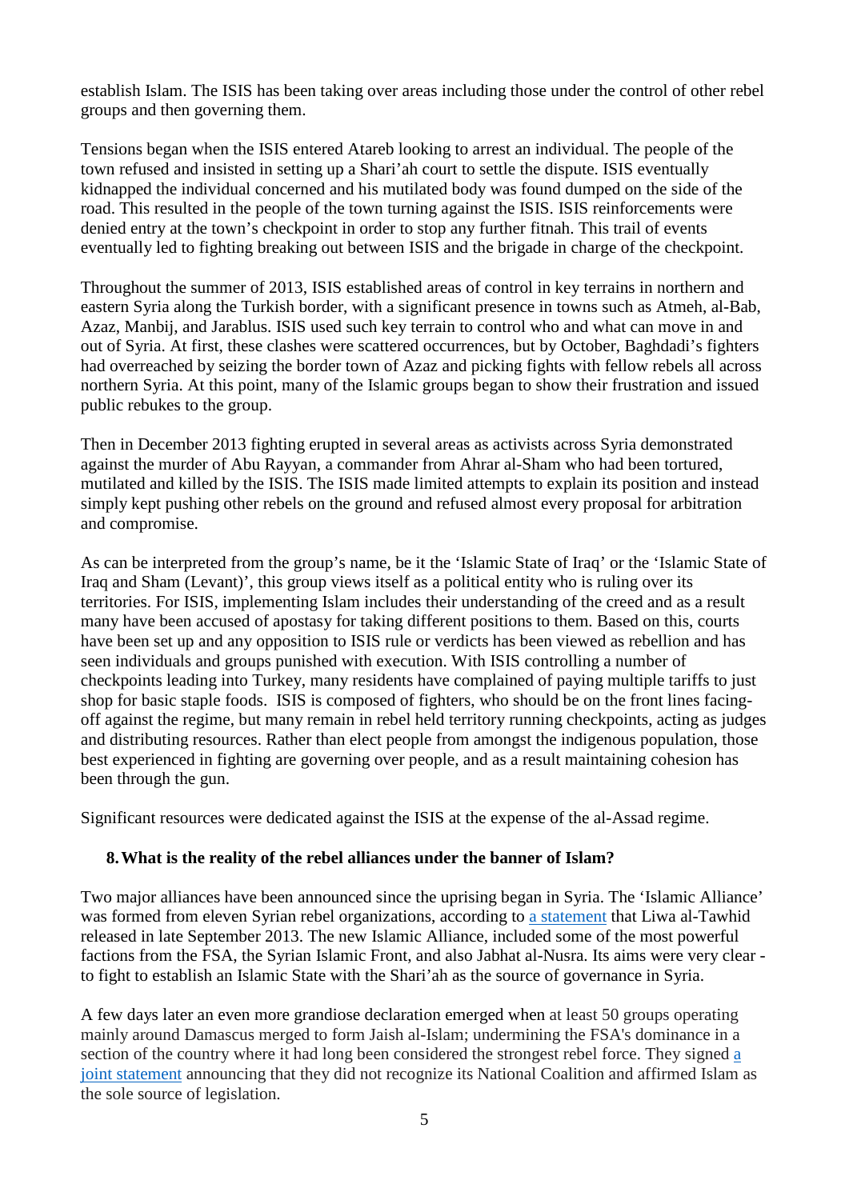establish Islam. The ISIS has been taking over areas including those under the control of other rebel groups and then governing them.

Tensions began when the ISIS entered Atareb looking to arrest an individual. The people of the town refused and insisted in setting up a Shari'ah court to settle the dispute. ISIS eventually kidnapped the individual concerned and his mutilated body was found dumped on the side of the road. This resulted in the people of the town turning against the ISIS. ISIS reinforcements were denied entry at the town's checkpoint in order to stop any further fitnah. This trail of events eventually led to fighting breaking out between ISIS and the brigade in charge of the checkpoint.

Throughout the summer of 2013, ISIS established areas of control in key terrains in northern and eastern Syria along the Turkish border, with a significant presence in towns such as Atmeh, al-Bab, Azaz, Manbij, and Jarablus. ISIS used such key terrain to control who and what can move in and out of Syria. At first, these clashes were scattered occurrences, but by October, Baghdadi's fighters had overreached by seizing the border town of Azaz and picking fights with fellow rebels all across northern Syria. At this point, many of the Islamic groups began to show their frustration and issued public rebukes to the group.

Then in December 2013 fighting erupted in several areas as activists across Syria demonstrated against the murder of Abu Rayyan, a commander from Ahrar al-Sham who had been tortured, mutilated and killed by the ISIS. The ISIS made limited attempts to explain its position and instead simply kept pushing other rebels on the ground and refused almost every proposal for arbitration and compromise.

As can be interpreted from the group's name, be it the 'Islamic State of Iraq' or the 'Islamic State of Iraq and Sham (Levant)', this group views itself as a political entity who is ruling over its territories. For ISIS, implementing Islam includes their understanding of the creed and as a result many have been accused of apostasy for taking different positions to them. Based on this, courts have been set up and any opposition to ISIS rule or verdicts has been viewed as rebellion and has seen individuals and groups punished with execution. With ISIS controlling a number of checkpoints leading into Turkey, many residents have complained of paying multiple tariffs to just shop for basic staple foods. ISIS is composed of fighters, who should be on the front lines facing-off against the regime, but many remain in rebel held territory running checkpoints, acting as judges and distributing resources. Rather than elect people from amongst the indigenous population, those best experienced in fighting are governing over people, and as a result maintaining cohesion has been through the gun.

Significant resources were dedicated against the ISIS at the expense of the al-Assad regime.

### 8. What is the reality of the rebel alliances under the banner of Islam?

Two major alliances have been announced since the uprising began in Syria. The 'Islamic Alliance' was formed from eleven Syrian rebel organizations, according to a statement that Liwa al-Tawhid released in late September 2013. The new Islamic Alliance, included some of the most powerful factions from the FSA, the Syrian Islamic Front, and also Jabhat al-Nusra. Its aims were very clear - to fight to establish an Islamic State with the Shari'ah as the source of governance in Syria.

A few days later an even more grandiose declaration emerged when at least 50 groups operating mainly around Damascus merged to form Jaish al-Islam; undermining the FSA's dominance in a section of the country where it had long been considered the strongest rebel force. They signed a joint statement announcing that they did not recognize its National Coalition and affirmed Islam as the sole source of legislation.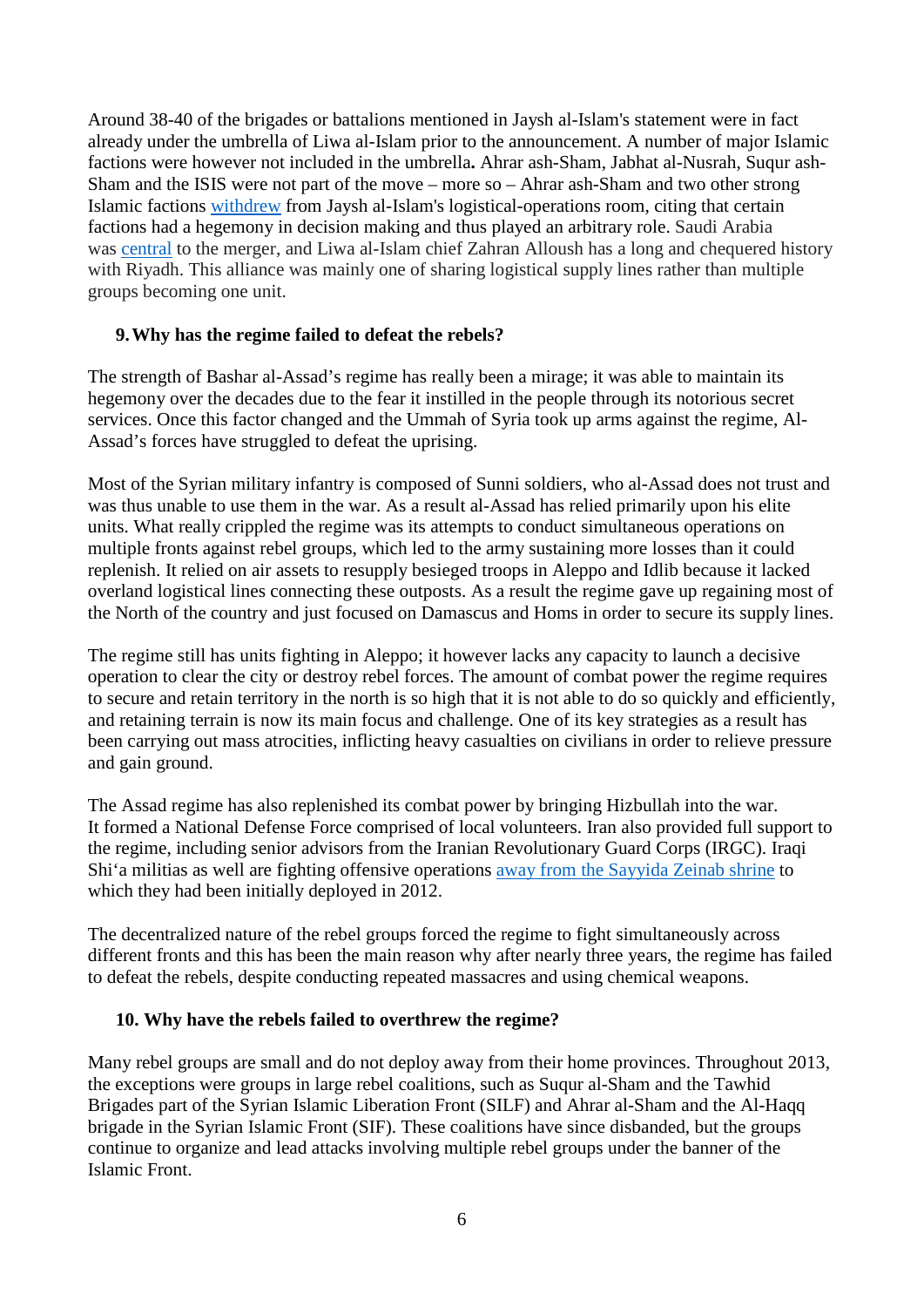Around 38-40 of the brigades or battalions mentioned in Jaysh al-Islam's statement were in fact already under the umbrella of Liwa al-Islam prior to the announcement. A number of major Islamic factions were however not included in the umbrella**.** Ahrar ash-Sham, Jabhat al-Nusrah, Suqur ash-Sham and the ISIS were not part of the move – more so – Ahrar ash-Sham and two other strong Islamic factions withdrew from Jaysh al-Islam's logistical-operations room, citing that certain factions had a hegemony in decision making and thus played an arbitrary role. Saudi Arabia was central to the merger, and Liwa al-Islam chief Zahran Alloush has a long and chequered history with Riyadh. This alliance was mainly one of sharing logistical supply lines rather than multiple groups becoming one unit.

## 9. Why has the regime failed to defeat the rebels?

The strength of Bashar al-Assad's regime has really been a mirage; it was able to maintain its hegemony over the decades due to the fear it instilled in the people through its notorious secret services. Once this factor changed and the Ummah of Syria took up arms against the regime, Al-Assad's forces have struggled to defeat the uprising.

Most of the Syrian military infantry is composed of Sunni soldiers, who al-Assad does not trust and was thus unable to use them in the war. As a result al-Assad has relied primarily upon his elite units. What really crippled the regime was its attempts to conduct simultaneous operations on multiple fronts against rebel groups, which led to the army sustaining more losses than it could replenish. It relied on air assets to resupply besieged troops in Aleppo and Idlib because it lacked overland logistical lines connecting these outposts. As a result the regime gave up regaining most of the North of the country and just focused on Damascus and Homs in order to secure its supply lines.

The regime still has units fighting in Aleppo; it however lacks any capacity to launch a decisive operation to clear the city or destroy rebel forces. The amount of combat power the regime requires to secure and retain territory in the north is so high that it is not able to do so quickly and efficiently, and retaining terrain is now its main focus and challenge. One of its key strategies as a result has been carrying out mass atrocities, inflicting heavy casualties on civilians in order to relieve pressure and gain ground.

The Assad regime has also replenished its combat power by bringing Hizbullah into the war. It formed a National Defense Force comprised of local volunteers. Iran also provided full support to the regime, including senior advisors from the Iranian Revolutionary Guard Corps (IRGC). Iraqi Shi'a militias as well are fighting offensive operations away from the Sayyida Zeinab shrine to which they had been initially deployed in 2012.

The decentralized nature of the rebel groups forced the regime to fight simultaneously across different fronts and this has been the main reason why after nearly three years, the regime has failed to defeat the rebels, despite conducting repeated massacres and using chemical weapons.

## 10. Why have the rebels failed to overthrew the regime?

Many rebel groups are small and do not deploy away from their home provinces. Throughout 2013, the exceptions were groups in large rebel coalitions, such as Suqur al-Sham and the Tawhid Brigades part of the Syrian Islamic Liberation Front (SILF) and Ahrar al-Sham and the Al-Haqq brigade in the Syrian Islamic Front (SIF). These coalitions have since disbanded, but the groups continue to organize and lead attacks involving multiple rebel groups under the banner of the Islamic Front.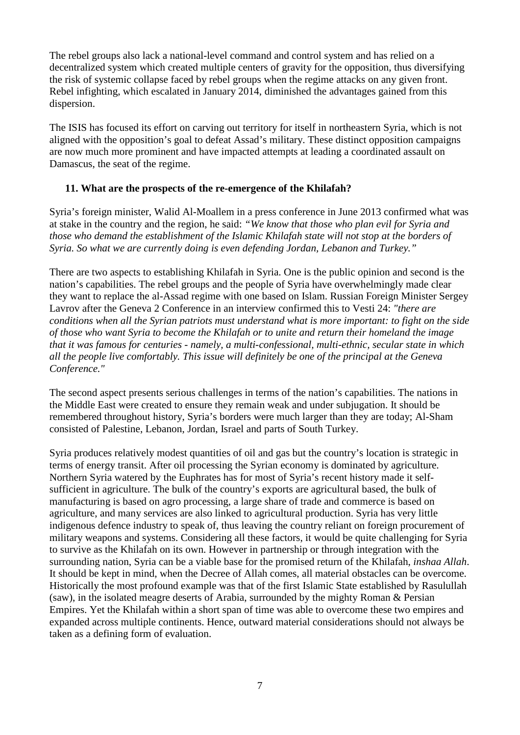The rebel groups also lack a national-level command and control system and has relied on a decentralized system which created multiple centers of gravity for the opposition, thus diversifying the risk of systemic collapse faced by rebel groups when the regime attacks on any given front. Rebel infighting, which escalated in January 2014, diminished the advantages gained from this dispersion.

The ISIS has focused its effort on carving out territory for itself in northeastern Syria, which is not aligned with the opposition's goal to defeat Assad's military. These distinct opposition campaigns are now much more prominent and have impacted attempts at leading a coordinated assault on Damascus, the seat of the regime.

### 11. What are the prospects of the re-emergence of the Khilafah?

Syria's foreign minister, Walid Al-Moallem in a press conference in June 2013 confirmed what was at stake in the country and the region, he said: *"We know that those who plan evil for Syria and those who demand the establishment of the Islamic Khilafah state will not stop at the borders of Syria. So what we are currently doing is even defending Jordan, Lebanon and Turkey."*

There are two aspects to establishing Khilafah in Syria. One is the public opinion and second is the nation's capabilities. The rebel groups and the people of Syria have overwhelmingly made clear they want to replace the al-Assad regime with one based on Islam. Russian Foreign Minister Sergey Lavrov after the Geneva 2 Conference in an interview confirmed this to Vesti 24: *"there are conditions when all the Syrian patriots must understand what is more important: to fight on the side of those who want Syria to become the Khilafah or to unite and return their homeland the image that it was famous for centuries - namely, a multi-confessional, multi-ethnic, secular state in which all the people live comfortably. This issue will definitely be one of the principal at the Geneva Conference."*

The second aspect presents serious challenges in terms of the nation's capabilities. The nations in the Middle East were created to ensure they remain weak and under subjugation. It should be remembered throughout history, Syria's borders were much larger than they are today; Al-Sham consisted of Palestine, Lebanon, Jordan, Israel and parts of South Turkey.

Syria produces relatively modest quantities of oil and gas but the country's location is strategic in terms of energy transit. After oil processing the Syrian economy is dominated by agriculture. Northern Syria watered by the Euphrates has for most of Syria's recent history made it self-sufficient in agriculture. The bulk of the country's exports are agricultural based, the bulk of manufacturing is based on agro processing, a large share of trade and commerce is based on agriculture, and many services are also linked to agricultural production. Syria has very little indigenous defence industry to speak of, thus leaving the country reliant on foreign procurement of military weapons and systems. Considering all these factors, it would be quite challenging for Syria to survive as the Khilafah on its own. However in partnership or through integration with the surrounding nation, Syria can be a viable base for the promised return of the Khilafah, *inshaa Allah*. It should be kept in mind, when the Decree of Allah comes, all material obstacles can be overcome. Historically the most profound example was that of the first Islamic State established by Rasulullah (saw), in the isolated meagre deserts of Arabia, surrounded by the mighty Roman & Persian Empires. Yet the Khilafah within a short span of time was able to overcome these two empires and expanded across multiple continents. Hence, outward material considerations should not always be taken as a defining form of evaluation.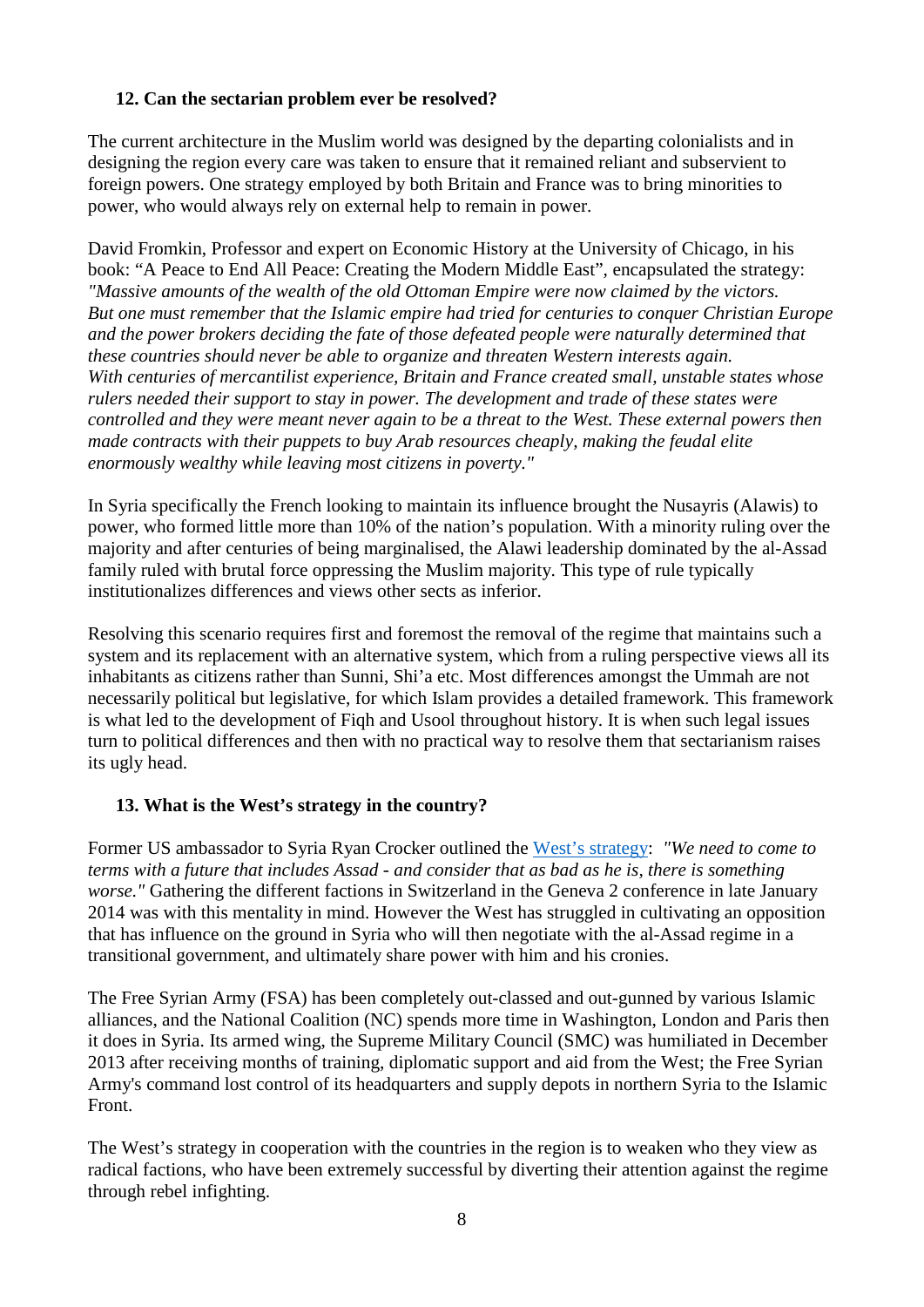### 12. Can the sectarian problem ever be resolved?

The current architecture in the Muslim world was designed by the departing colonialists and in designing the region every care was taken to ensure that it remained reliant and subservient to foreign powers. One strategy employed by both Britain and France was to bring minorities to power, who would always rely on external help to remain in power.

David Fromkin, Professor and expert on Economic History at the University of Chicago, in his book: "A Peace to End All Peace: Creating the Modern Middle East", encapsulated the strategy: *"Massive amounts of the wealth of the old Ottoman Empire were now claimed by the victors. But one must remember that the Islamic empire had tried for centuries to conquer Christian Europe and the power brokers deciding the fate of those defeated people were naturally determined that these countries should never be able to organize and threaten Western interests again. With centuries of mercantilist experience, Britain and France created small, unstable states whose rulers needed their support to stay in power. The development and trade of these states were controlled and they were meant never again to be a threat to the West. These external powers then made contracts with their puppets to buy Arab resources cheaply, making the feudal elite enormously wealthy while leaving most citizens in poverty."*

In Syria specifically the French looking to maintain its influence brought the Nusayris (Alawis) to power, who formed little more than 10% of the nation's population. With a minority ruling over the majority and after centuries of being marginalised, the Alawi leadership dominated by the al-Assad family ruled with brutal force oppressing the Muslim majority. This type of rule typically institutionalizes differences and views other sects as inferior.

Resolving this scenario requires first and foremost the removal of the regime that maintains such a system and its replacement with an alternative system, which from a ruling perspective views all its inhabitants as citizens rather than Sunni, Shi'a etc. Most differences amongst the Ummah are not necessarily political but legislative, for which Islam provides a detailed framework. This framework is what led to the development of Fiqh and Usool throughout history. It is when such legal issues turn to political differences and then with no practical way to resolve them that sectarianism raises its ugly head.

### 13. What is the West's strategy in the country?

Former US ambassador to Syria Ryan Crocker outlined the West's strategy: *"We need to come to terms with a future that includes Assad - and consider that as bad as he is, there is something worse."* Gathering the different factions in Switzerland in the Geneva 2 conference in late January 2014 was with this mentality in mind. However the West has struggled in cultivating an opposition that has influence on the ground in Syria who will then negotiate with the al-Assad regime in a transitional government, and ultimately share power with him and his cronies.

The Free Syrian Army (FSA) has been completely out-classed and out-gunned by various Islamic alliances, and the National Coalition (NC) spends more time in Washington, London and Paris then it does in Syria. Its armed wing, the Supreme Military Council (SMC) was humiliated in December 2013 after receiving months of training, diplomatic support and aid from the West; the Free Syrian Army's command lost control of its headquarters and supply depots in northern Syria to the Islamic Front.

The West's strategy in cooperation with the countries in the region is to weaken who they view as radical factions, who have been extremely successful by diverting their attention against the regime through rebel infighting.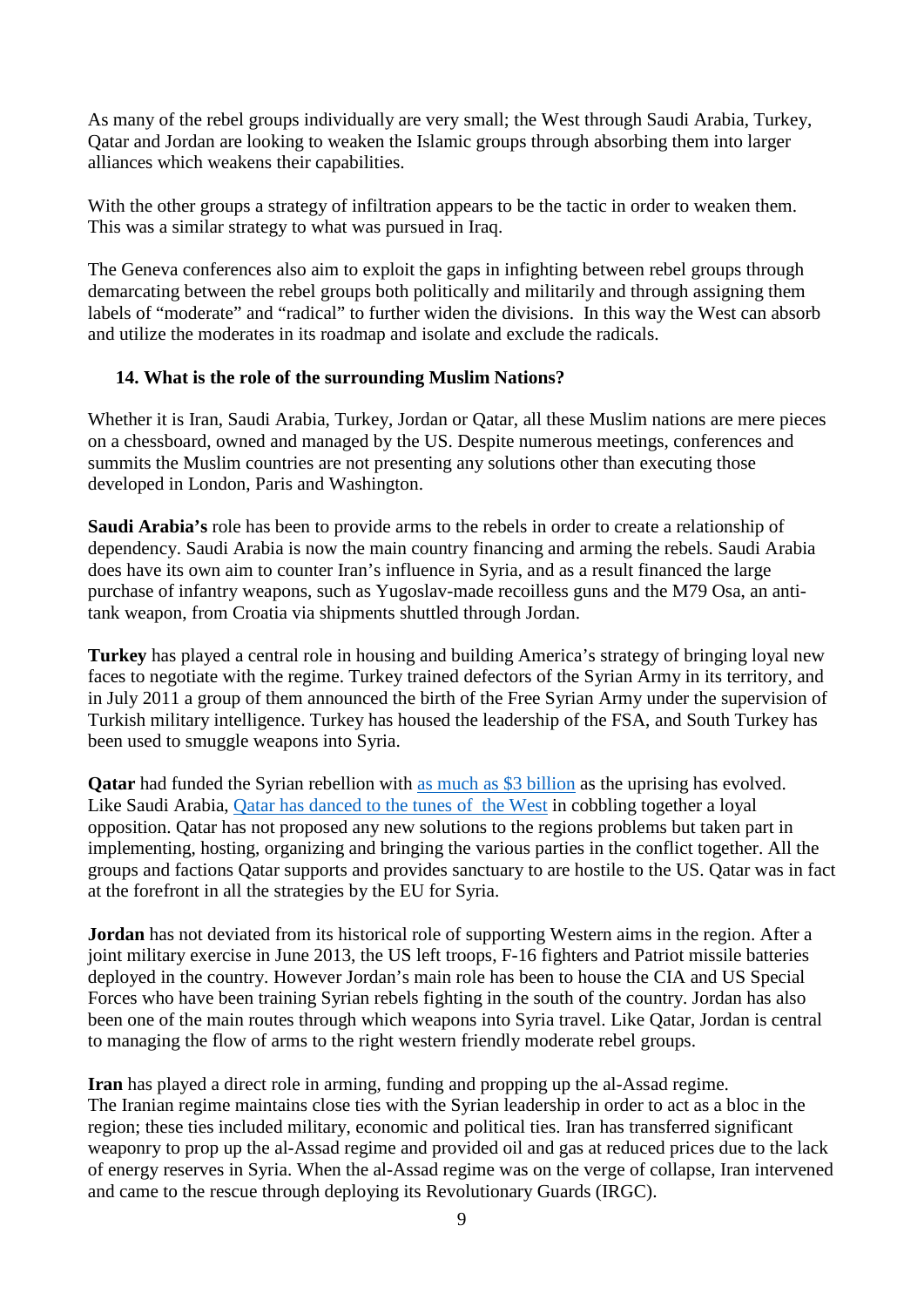As many of the rebel groups individually are very small; the West through Saudi Arabia, Turkey, Qatar and Jordan are looking to weaken the Islamic groups through absorbing them into larger alliances which weakens their capabilities.

With the other groups a strategy of infiltration appears to be the tactic in order to weaken them. This was a similar strategy to what was pursued in Iraq.

The Geneva conferences also aim to exploit the gaps in infighting between rebel groups through demarcating between the rebel groups both politically and militarily and through assigning them labels of "moderate" and "radical" to further widen the divisions. In this way the West can absorb and utilize the moderates in its roadmap and isolate and exclude the radicals.

**14. What is the role of the surrounding Muslim Nations?**

Whether it is Iran, Saudi Arabia, Turkey, Jordan or Qatar, all these Muslim nations are mere pieces on a chessboard, owned and managed by the US. Despite numerous meetings, conferences and summits the Muslim countries are not presenting any solutions other than executing those developed in London, Paris and Washington.

**Saudi Arabia's** role has been to provide arms to the rebels in order to create a relationship of dependency. Saudi Arabia is now the main country financing and arming the rebels. Saudi Arabia does have its own aim to counter Iran's influence in Syria, and as a result financed the large purchase of infantry weapons, such as Yugoslav-made recoilless guns and the M79 Osa, an anti-tank weapon, from Croatia via shipments shuttled through Jordan.

**Turkey** has played a central role in housing and building America's strategy of bringing loyal new faces to negotiate with the regime. Turkey trained defectors of the Syrian Army in its territory, and in July 2011 a group of them announced the birth of the Free Syrian Army under the supervision of Turkish military intelligence. Turkey has housed the leadership of the FSA, and South Turkey has been used to smuggle weapons into Syria.

**Qatar** had funded the Syrian rebellion with as much as $3 billion as the uprising has evolved. Like Saudi Arabia, Qatar has danced to the tunes of the West in cobbling together a loyal opposition. Qatar has not proposed any new solutions to the regions problems but taken part in implementing, hosting, organizing and bringing the various parties in the conflict together. All the groups and factions Qatar supports and provides sanctuary to are hostile to the US. Qatar was in fact at the forefront in all the strategies by the EU for Syria.

**Jordan** has not deviated from its historical role of supporting Western aims in the region. After a joint military exercise in June 2013, the US left troops, F-16 fighters and Patriot missile batteries deployed in the country. However Jordan's main role has been to house the CIA and US Special Forces who have been training Syrian rebels fighting in the south of the country. Jordan has also been one of the main routes through which weapons into Syria travel. Like Qatar, Jordan is central to managing the flow of arms to the right western friendly moderate rebel groups.

**Iran** has played a direct role in arming, funding and propping up the al-Assad regime. The Iranian regime maintains close ties with the Syrian leadership in order to act as a bloc in the region; these ties included military, economic and political ties. Iran has transferred significant weaponry to prop up the al-Assad regime and provided oil and gas at reduced prices due to the lack of energy reserves in Syria. When the al-Assad regime was on the verge of collapse, Iran intervened and came to the rescue through deploying its Revolutionary Guards (IRGC).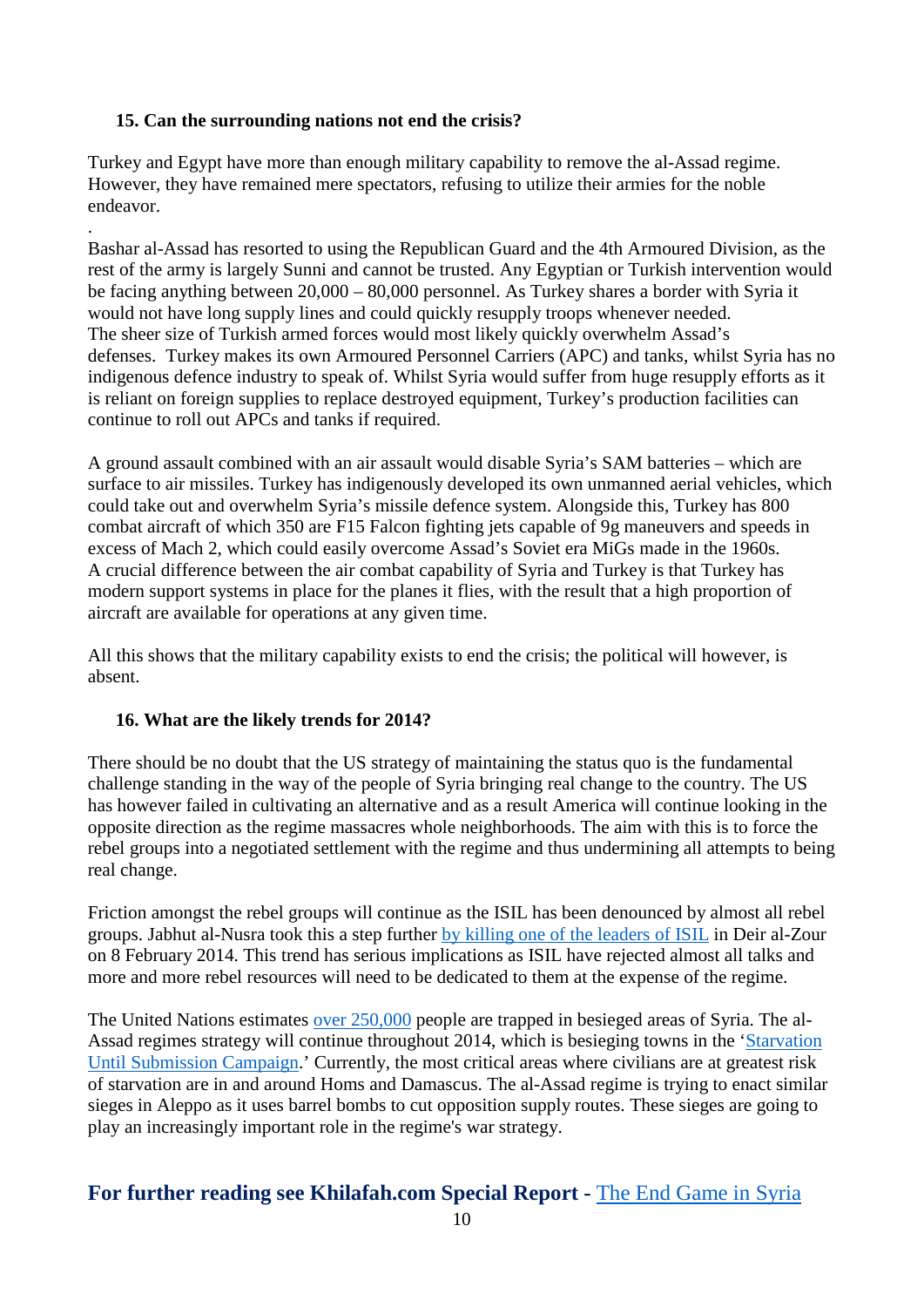### 15. Can the surrounding nations not end the crisis?

Turkey and Egypt have more than enough military capability to remove the al-Assad regime. However, they have remained mere spectators, refusing to utilize their armies for the noble endeavor.

.

Bashar al-Assad has resorted to using the Republican Guard and the 4th Armoured Division, as the rest of the army is largely Sunni and cannot be trusted. Any Egyptian or Turkish intervention would be facing anything between 20,000 – 80,000 personnel. As Turkey shares a border with Syria it would not have long supply lines and could quickly resupply troops whenever needed. The sheer size of Turkish armed forces would most likely quickly overwhelm Assad's defenses. Turkey makes its own Armoured Personnel Carriers (APC) and tanks, whilst Syria has no indigenous defence industry to speak of. Whilst Syria would suffer from huge resupply efforts as it is reliant on foreign supplies to replace destroyed equipment, Turkey's production facilities can continue to roll out APCs and tanks if required.

A ground assault combined with an air assault would disable Syria's SAM batteries – which are surface to air missiles. Turkey has indigenously developed its own unmanned aerial vehicles, which could take out and overwhelm Syria's missile defence system. Alongside this, Turkey has 800 combat aircraft of which 350 are F15 Falcon fighting jets capable of 9g maneuvers and speeds in excess of Mach 2, which could easily overcome Assad's Soviet era MiGs made in the 1960s. A crucial difference between the air combat capability of Syria and Turkey is that Turkey has modern support systems in place for the planes it flies, with the result that a high proportion of aircraft are available for operations at any given time.

All this shows that the military capability exists to end the crisis; the political will however, is absent.

### 16. What are the likely trends for 2014?

There should be no doubt that the US strategy of maintaining the status quo is the fundamental challenge standing in the way of the people of Syria bringing real change to the country. The US has however failed in cultivating an alternative and as a result America will continue looking in the opposite direction as the regime massacres whole neighborhoods. The aim with this is to force the rebel groups into a negotiated settlement with the regime and thus undermining all attempts to being real change.

Friction amongst the rebel groups will continue as the ISIL has been denounced by almost all rebel groups. Jabhut al-Nusra took this a step further by killing one of the leaders of ISIL in Deir al-Zour on 8 February 2014. This trend has serious implications as ISIL have rejected almost all talks and more and more rebel resources will need to be dedicated to them at the expense of the regime.

The United Nations estimates over 250,000 people are trapped in besieged areas of Syria. The al-Assad regimes strategy will continue throughout 2014, which is besieging towns in the 'Starvation Until Submission Campaign.' Currently, the most critical areas where civilians are at greatest risk of starvation are in and around Homs and Damascus. The al-Assad regime is trying to enact similar sieges in Aleppo as it uses barrel bombs to cut opposition supply routes. These sieges are going to play an increasingly important role in the regime's war strategy.

## For further reading see Khilafah.com Special Report - The End Game in Syria